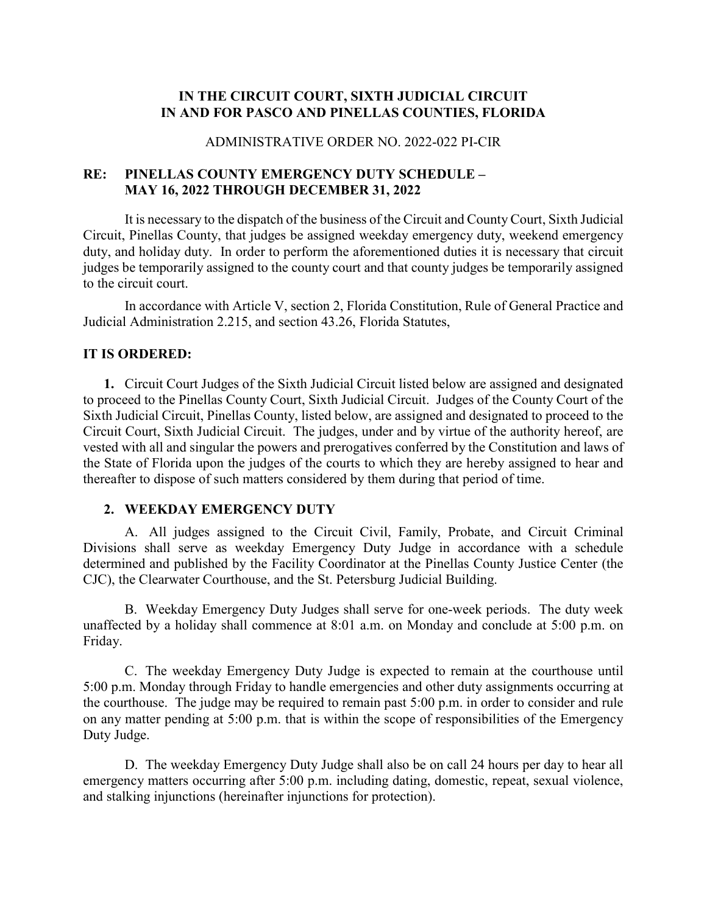**IN THE CIRCUIT COURT, SIXTH JUDICIAL CIRCUIT**
**IN AND FOR PASCO AND PINELLAS COUNTIES, FLORIDA**

ADMINISTRATIVE ORDER NO. 2022-022 PI-CIR

**RE: PINELLAS COUNTY EMERGENCY DUTY SCHEDULE – MAY 16, 2022 THROUGH DECEMBER 31, 2022**

It is necessary to the dispatch of the business of the Circuit and County Court, Sixth Judicial Circuit, Pinellas County, that judges be assigned weekday emergency duty, weekend emergency duty, and holiday duty. In order to perform the aforementioned duties it is necessary that circuit judges be temporarily assigned to the county court and that county judges be temporarily assigned to the circuit court.

In accordance with Article V, section 2, Florida Constitution, Rule of General Practice and Judicial Administration 2.215, and section 43.26, Florida Statutes,

**IT IS ORDERED:**

**1.** Circuit Court Judges of the Sixth Judicial Circuit listed below are assigned and designated to proceed to the Pinellas County Court, Sixth Judicial Circuit. Judges of the County Court of the Sixth Judicial Circuit, Pinellas County, listed below, are assigned and designated to proceed to the Circuit Court, Sixth Judicial Circuit. The judges, under and by virtue of the authority hereof, are vested with all and singular the powers and prerogatives conferred by the Constitution and laws of the State of Florida upon the judges of the courts to which they are hereby assigned to hear and thereafter to dispose of such matters considered by them during that period of time.

**2. WEEKDAY EMERGENCY DUTY**

A. All judges assigned to the Circuit Civil, Family, Probate, and Circuit Criminal Divisions shall serve as weekday Emergency Duty Judge in accordance with a schedule determined and published by the Facility Coordinator at the Pinellas County Justice Center (the CJC), the Clearwater Courthouse, and the St. Petersburg Judicial Building.

B. Weekday Emergency Duty Judges shall serve for one-week periods. The duty week unaffected by a holiday shall commence at 8:01 a.m. on Monday and conclude at 5:00 p.m. on Friday.

C. The weekday Emergency Duty Judge is expected to remain at the courthouse until 5:00 p.m. Monday through Friday to handle emergencies and other duty assignments occurring at the courthouse. The judge may be required to remain past 5:00 p.m. in order to consider and rule on any matter pending at 5:00 p.m. that is within the scope of responsibilities of the Emergency Duty Judge.

D. The weekday Emergency Duty Judge shall also be on call 24 hours per day to hear all emergency matters occurring after 5:00 p.m. including dating, domestic, repeat, sexual violence, and stalking injunctions (hereinafter injunctions for protection).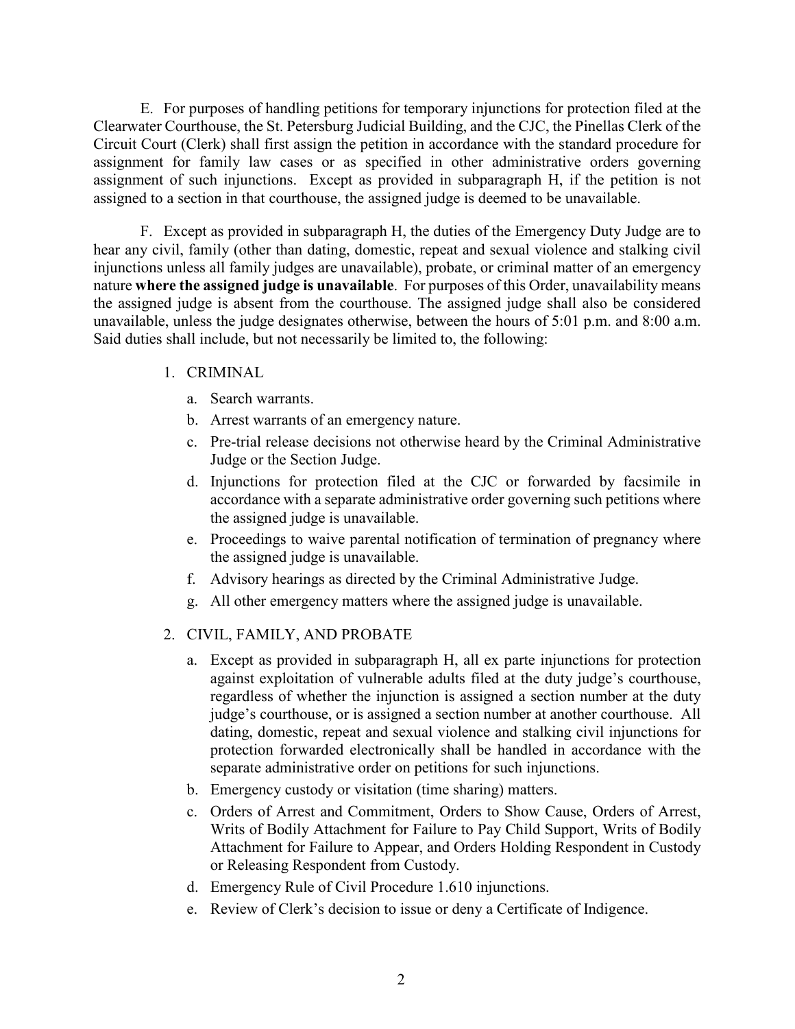E. For purposes of handling petitions for temporary injunctions for protection filed at the Clearwater Courthouse, the St. Petersburg Judicial Building, and the CJC, the Pinellas Clerk of the Circuit Court (Clerk) shall first assign the petition in accordance with the standard procedure for assignment for family law cases or as specified in other administrative orders governing assignment of such injunctions. Except as provided in subparagraph H, if the petition is not assigned to a section in that courthouse, the assigned judge is deemed to be unavailable.

F. Except as provided in subparagraph H, the duties of the Emergency Duty Judge are to hear any civil, family (other than dating, domestic, repeat and sexual violence and stalking civil injunctions unless all family judges are unavailable), probate, or criminal matter of an emergency nature **where the assigned judge is unavailable**. For purposes of this Order, unavailability means the assigned judge is absent from the courthouse. The assigned judge shall also be considered unavailable, unless the judge designates otherwise, between the hours of 5:01 p.m. and 8:00 a.m. Said duties shall include, but not necessarily be limited to, the following:

1. CRIMINAL
   a. Search warrants.
   b. Arrest warrants of an emergency nature.
   c. Pre-trial release decisions not otherwise heard by the Criminal Administrative Judge or the Section Judge.
   d. Injunctions for protection filed at the CJC or forwarded by facsimile in accordance with a separate administrative order governing such petitions where the assigned judge is unavailable.
   e. Proceedings to waive parental notification of termination of pregnancy where the assigned judge is unavailable.
   f. Advisory hearings as directed by the Criminal Administrative Judge.
   g. All other emergency matters where the assigned judge is unavailable.

2. CIVIL, FAMILY, AND PROBATE
   a. Except as provided in subparagraph H, all ex parte injunctions for protection against exploitation of vulnerable adults filed at the duty judge's courthouse, regardless of whether the injunction is assigned a section number at the duty judge's courthouse, or is assigned a section number at another courthouse. All dating, domestic, repeat and sexual violence and stalking civil injunctions for protection forwarded electronically shall be handled in accordance with the separate administrative order on petitions for such injunctions.
   b. Emergency custody or visitation (time sharing) matters.
   c. Orders of Arrest and Commitment, Orders to Show Cause, Orders of Arrest, Writs of Bodily Attachment for Failure to Pay Child Support, Writs of Bodily Attachment for Failure to Appear, and Orders Holding Respondent in Custody or Releasing Respondent from Custody.
   d. Emergency Rule of Civil Procedure 1.610 injunctions.
   e. Review of Clerk's decision to issue or deny a Certificate of Indigence.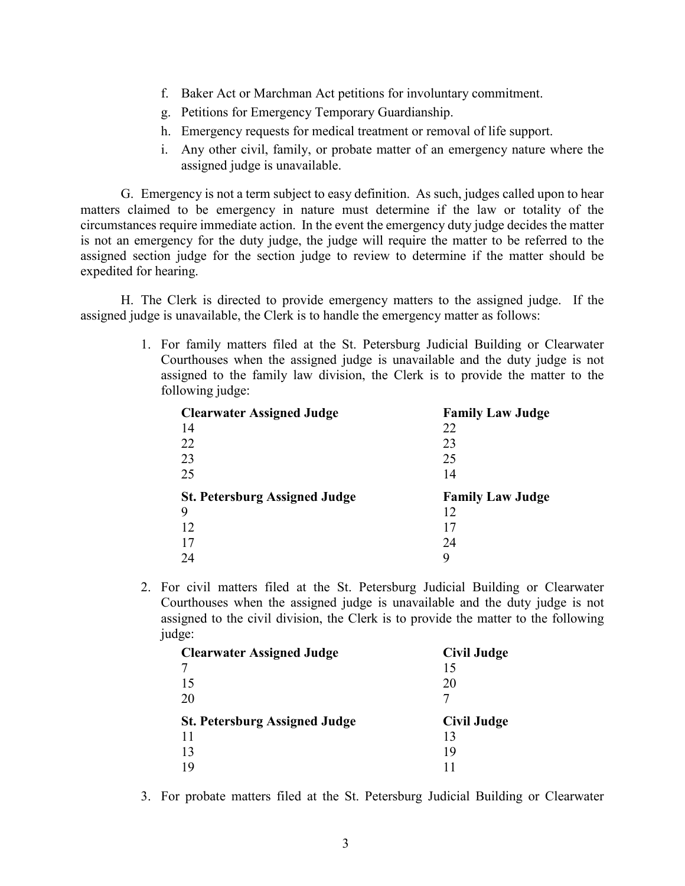f. Baker Act or Marchman Act petitions for involuntary commitment.
g. Petitions for Emergency Temporary Guardianship.
h. Emergency requests for medical treatment or removal of life support.
i. Any other civil, family, or probate matter of an emergency nature where the assigned judge is unavailable.

G. Emergency is not a term subject to easy definition. As such, judges called upon to hear matters claimed to be emergency in nature must determine if the law or totality of the circumstances require immediate action. In the event the emergency duty judge decides the matter is not an emergency for the duty judge, the judge will require the matter to be referred to the assigned section judge for the section judge to review to determine if the matter should be expedited for hearing.

H. The Clerk is directed to provide emergency matters to the assigned judge. If the assigned judge is unavailable, the Clerk is to handle the emergency matter as follows:

1. For family matters filed at the St. Petersburg Judicial Building or Clearwater Courthouses when the assigned judge is unavailable and the duty judge is not assigned to the family law division, the Clerk is to provide the matter to the following judge:

| **Clearwater Assigned Judge** | **Family Law Judge** |
|---|---|
| 14 | 22 |
| 22 | 23 |
| 23 | 25 |
| 25 | 14 |

| **St. Petersburg Assigned Judge** | **Family Law Judge** |
|---|---|
| 9 | 12 |
| 12 | 17 |
| 17 | 24 |
| 24 | 9 |

2. For civil matters filed at the St. Petersburg Judicial Building or Clearwater Courthouses when the assigned judge is unavailable and the duty judge is not assigned to the civil division, the Clerk is to provide the matter to the following judge:

| **Clearwater Assigned Judge** | **Civil Judge** |
|---|---|
| 7 | 15 |
| 15 | 20 |
| 20 | 7 |

| **St. Petersburg Assigned Judge** | **Civil Judge** |
|---|---|
| 11 | 13 |
| 13 | 19 |
| 19 | 11 |

3. For probate matters filed at the St. Petersburg Judicial Building or Clearwater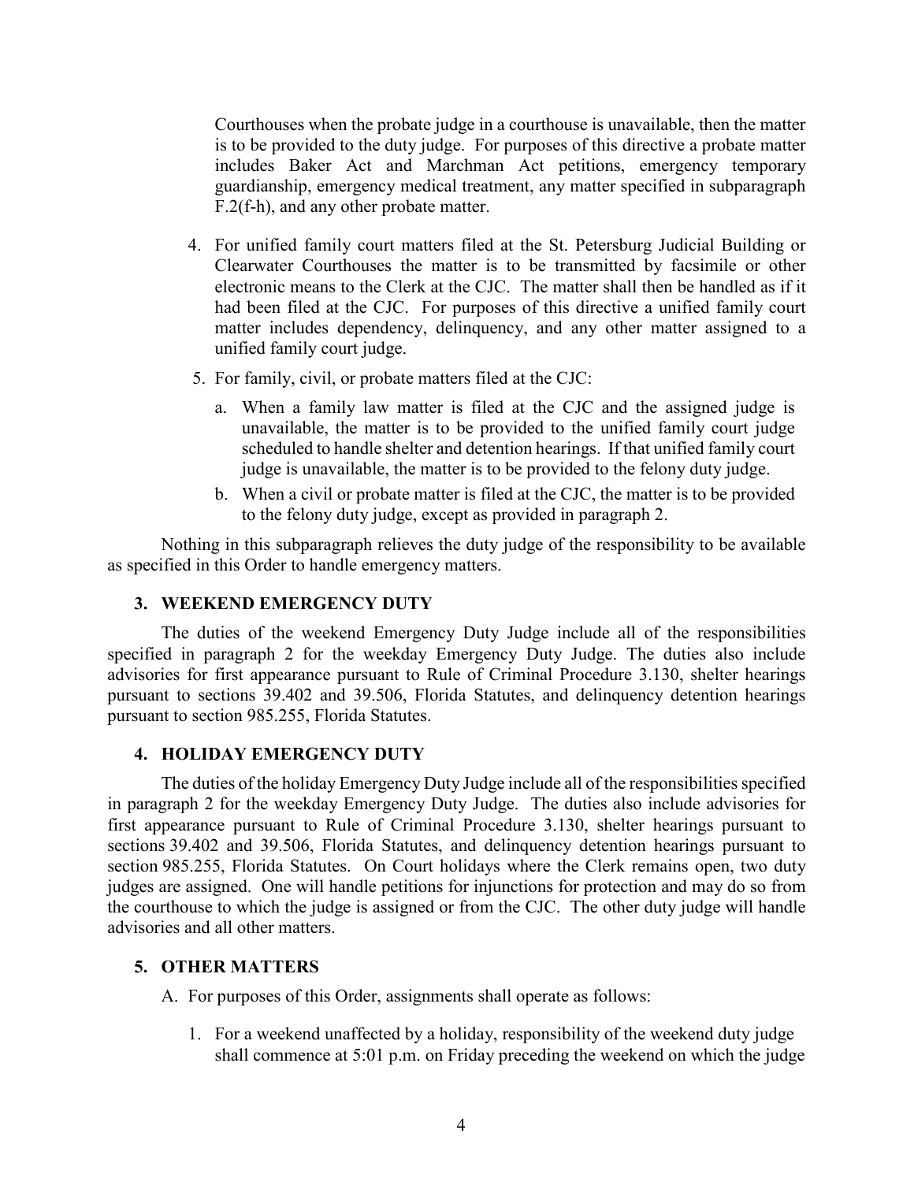Courthouses when the probate judge in a courthouse is unavailable, then the matter is to be provided to the duty judge. For purposes of this directive a probate matter includes Baker Act and Marchman Act petitions, emergency temporary guardianship, emergency medical treatment, any matter specified in subparagraph F.2(f-h), and any other probate matter.

4. For unified family court matters filed at the St. Petersburg Judicial Building or Clearwater Courthouses the matter is to be transmitted by facsimile or other electronic means to the Clerk at the CJC. The matter shall then be handled as if it had been filed at the CJC. For purposes of this directive a unified family court matter includes dependency, delinquency, and any other matter assigned to a unified family court judge.

5. For family, civil, or probate matters filed at the CJC:

   a. When a family law matter is filed at the CJC and the assigned judge is unavailable, the matter is to be provided to the unified family court judge scheduled to handle shelter and detention hearings. If that unified family court judge is unavailable, the matter is to be provided to the felony duty judge.

   b. When a civil or probate matter is filed at the CJC, the matter is to be provided to the felony duty judge, except as provided in paragraph 2.

Nothing in this subparagraph relieves the duty judge of the responsibility to be available as specified in this Order to handle emergency matters.

### 3. WEEKEND EMERGENCY DUTY

The duties of the weekend Emergency Duty Judge include all of the responsibilities specified in paragraph 2 for the weekday Emergency Duty Judge. The duties also include advisories for first appearance pursuant to Rule of Criminal Procedure 3.130, shelter hearings pursuant to sections 39.402 and 39.506, Florida Statutes, and delinquency detention hearings pursuant to section 985.255, Florida Statutes.

### 4. HOLIDAY EMERGENCY DUTY

The duties of the holiday Emergency Duty Judge include all of the responsibilities specified in paragraph 2 for the weekday Emergency Duty Judge. The duties also include advisories for first appearance pursuant to Rule of Criminal Procedure 3.130, shelter hearings pursuant to sections 39.402 and 39.506, Florida Statutes, and delinquency detention hearings pursuant to section 985.255, Florida Statutes. On Court holidays where the Clerk remains open, two duty judges are assigned. One will handle petitions for injunctions for protection and may do so from the courthouse to which the judge is assigned or from the CJC. The other duty judge will handle advisories and all other matters.

### 5. OTHER MATTERS

A. For purposes of this Order, assignments shall operate as follows:

   1. For a weekend unaffected by a holiday, responsibility of the weekend duty judge shall commence at 5:01 p.m. on Friday preceding the weekend on which the judge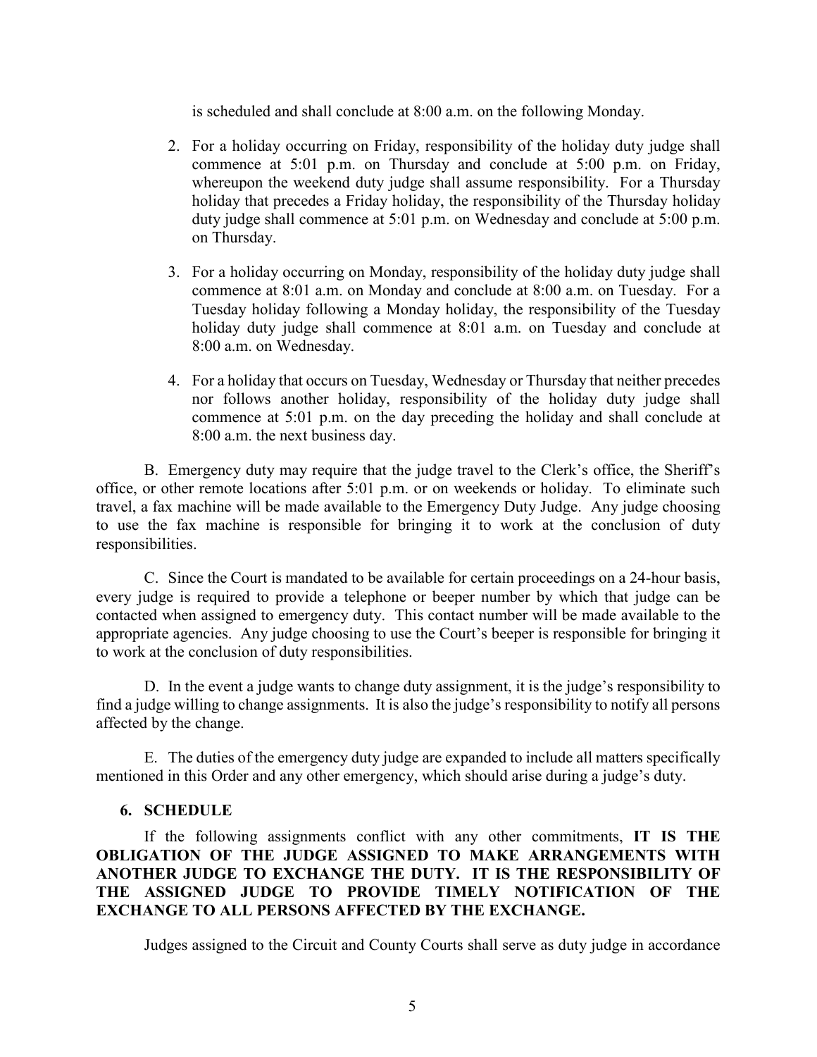is scheduled and shall conclude at 8:00 a.m. on the following Monday.

2. For a holiday occurring on Friday, responsibility of the holiday duty judge shall commence at 5:01 p.m. on Thursday and conclude at 5:00 p.m. on Friday, whereupon the weekend duty judge shall assume responsibility. For a Thursday holiday that precedes a Friday holiday, the responsibility of the Thursday holiday duty judge shall commence at 5:01 p.m. on Wednesday and conclude at 5:00 p.m. on Thursday.

3. For a holiday occurring on Monday, responsibility of the holiday duty judge shall commence at 8:01 a.m. on Monday and conclude at 8:00 a.m. on Tuesday. For a Tuesday holiday following a Monday holiday, the responsibility of the Tuesday holiday duty judge shall commence at 8:01 a.m. on Tuesday and conclude at 8:00 a.m. on Wednesday.

4. For a holiday that occurs on Tuesday, Wednesday or Thursday that neither precedes nor follows another holiday, responsibility of the holiday duty judge shall commence at 5:01 p.m. on the day preceding the holiday and shall conclude at 8:00 a.m. the next business day.

B. Emergency duty may require that the judge travel to the Clerk's office, the Sheriff's office, or other remote locations after 5:01 p.m. or on weekends or holiday. To eliminate such travel, a fax machine will be made available to the Emergency Duty Judge. Any judge choosing to use the fax machine is responsible for bringing it to work at the conclusion of duty responsibilities.

C. Since the Court is mandated to be available for certain proceedings on a 24-hour basis, every judge is required to provide a telephone or beeper number by which that judge can be contacted when assigned to emergency duty. This contact number will be made available to the appropriate agencies. Any judge choosing to use the Court's beeper is responsible for bringing it to work at the conclusion of duty responsibilities.

D. In the event a judge wants to change duty assignment, it is the judge's responsibility to find a judge willing to change assignments. It is also the judge's responsibility to notify all persons affected by the change.

E. The duties of the emergency duty judge are expanded to include all matters specifically mentioned in this Order and any other emergency, which should arise during a judge's duty.

## 6. SCHEDULE

If the following assignments conflict with any other commitments, **IT IS THE OBLIGATION OF THE JUDGE ASSIGNED TO MAKE ARRANGEMENTS WITH ANOTHER JUDGE TO EXCHANGE THE DUTY. IT IS THE RESPONSIBILITY OF THE ASSIGNED JUDGE TO PROVIDE TIMELY NOTIFICATION OF THE EXCHANGE TO ALL PERSONS AFFECTED BY THE EXCHANGE.**

Judges assigned to the Circuit and County Courts shall serve as duty judge in accordance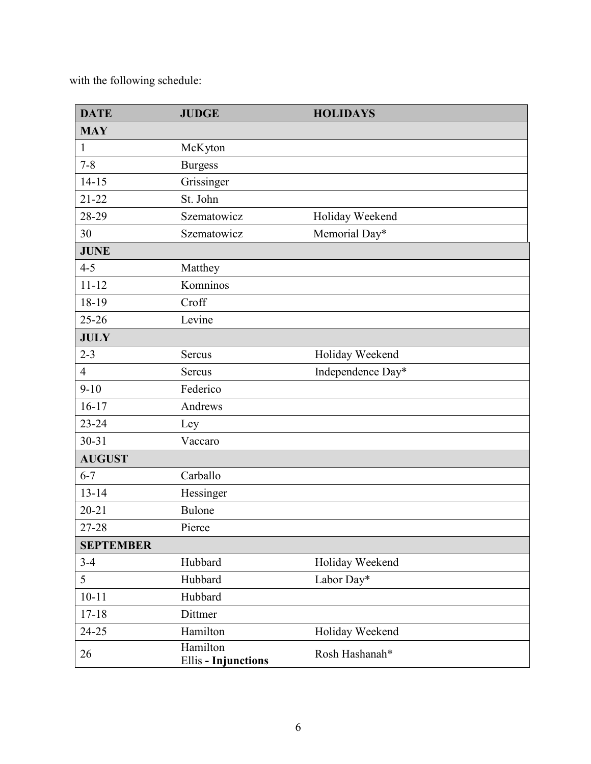with the following schedule:

| DATE | JUDGE | HOLIDAYS |
|---|---|---|
| **MAY** | | |
| 1 | McKyton | |
| 7-8 | Burgess | |
| 14-15 | Grissinger | |
| 21-22 | St. John | |
| 28-29 | Szematowicz | Holiday Weekend |
| 30 | Szematowicz | Memorial Day* |
| **JUNE** | | |
| 4-5 | Matthey | |
| 11-12 | Komninos | |
| 18-19 | Croff | |
| 25-26 | Levine | |
| **JULY** | | |
| 2-3 | Sercus | Holiday Weekend |
| 4 | Sercus | Independence Day* |
| 9-10 | Federico | |
| 16-17 | Andrews | |
| 23-24 | Ley | |
| 30-31 | Vaccaro | |
| **AUGUST** | | |
| 6-7 | Carballo | |
| 13-14 | Hessinger | |
| 20-21 | Bulone | |
| 27-28 | Pierce | |
| **SEPTEMBER** | | |
| 3-4 | Hubbard | Holiday Weekend |
| 5 | Hubbard | Labor Day* |
| 10-11 | Hubbard | |
| 17-18 | Dittmer | |
| 24-25 | Hamilton | Holiday Weekend |
| 26 | Hamilton<br>Ellis **- Injunctions** | Rosh Hashanah* |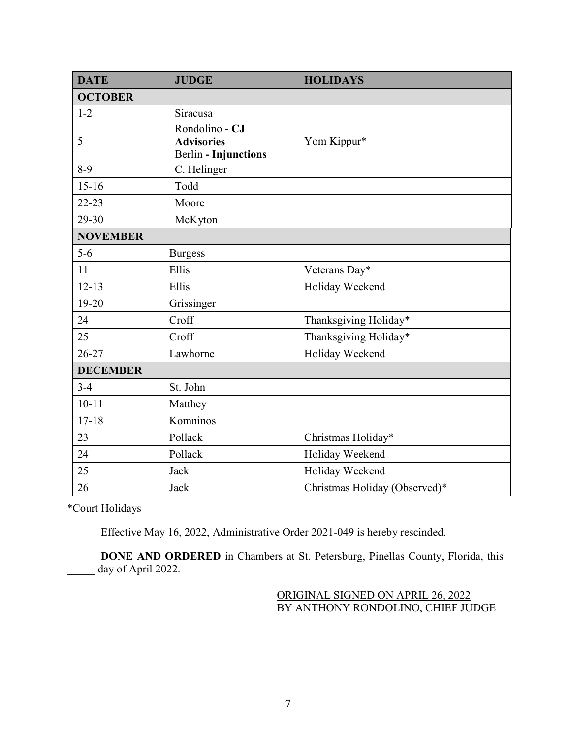| DATE | JUDGE | HOLIDAYS |
|---|---|---|
| **OCTOBER** | | |
| 1-2 | Siracusa | |
| 5 | Rondolino - **CJ Advisories**<br>Berlin **- Injunctions** | Yom Kippur* |
| 8-9 | C. Helinger | |
| 15-16 | Todd | |
| 22-23 | Moore | |
| 29-30 | McKyton | |
| **NOVEMBER** | | |
| 5-6 | Burgess | |
| 11 | Ellis | Veterans Day* |
| 12-13 | Ellis | Holiday Weekend |
| 19-20 | Grissinger | |
| 24 | Croff | Thanksgiving Holiday* |
| 25 | Croff | Thanksgiving Holiday* |
| 26-27 | Lawhorne | Holiday Weekend |
| **DECEMBER** | | |
| 3-4 | St. John | |
| 10-11 | Matthey | |
| 17-18 | Komninos | |
| 23 | Pollack | Christmas Holiday* |
| 24 | Pollack | Holiday Weekend |
| 25 | Jack | Holiday Weekend |
| 26 | Jack | Christmas Holiday (Observed)* |

*Court Holidays

Effective May 16, 2022, Administrative Order 2021-049 is hereby rescinded.

**DONE AND ORDERED** in Chambers at St. Petersburg, Pinellas County, Florida, this _____ day of April 2022.

ORIGINAL SIGNED ON APRIL 26, 2022
BY ANTHONY RONDOLINO, CHIEF JUDGE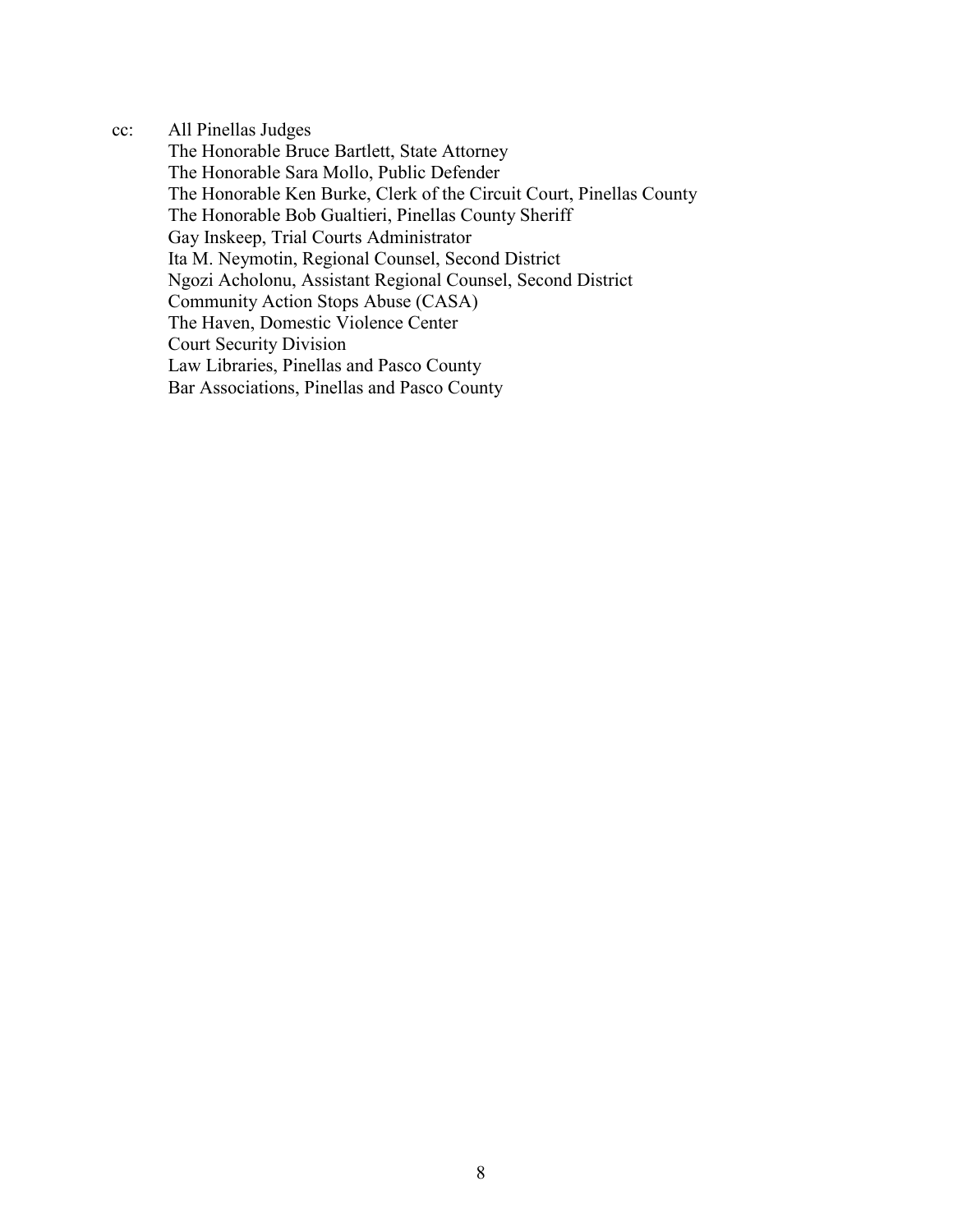cc: All Pinellas Judges
The Honorable Bruce Bartlett, State Attorney
The Honorable Sara Mollo, Public Defender
The Honorable Ken Burke, Clerk of the Circuit Court, Pinellas County
The Honorable Bob Gualtieri, Pinellas County Sheriff
Gay Inskeep, Trial Courts Administrator
Ita M. Neymotin, Regional Counsel, Second District
Ngozi Acholonu, Assistant Regional Counsel, Second District
Community Action Stops Abuse (CASA)
The Haven, Domestic Violence Center
Court Security Division
Law Libraries, Pinellas and Pasco County
Bar Associations, Pinellas and Pasco County